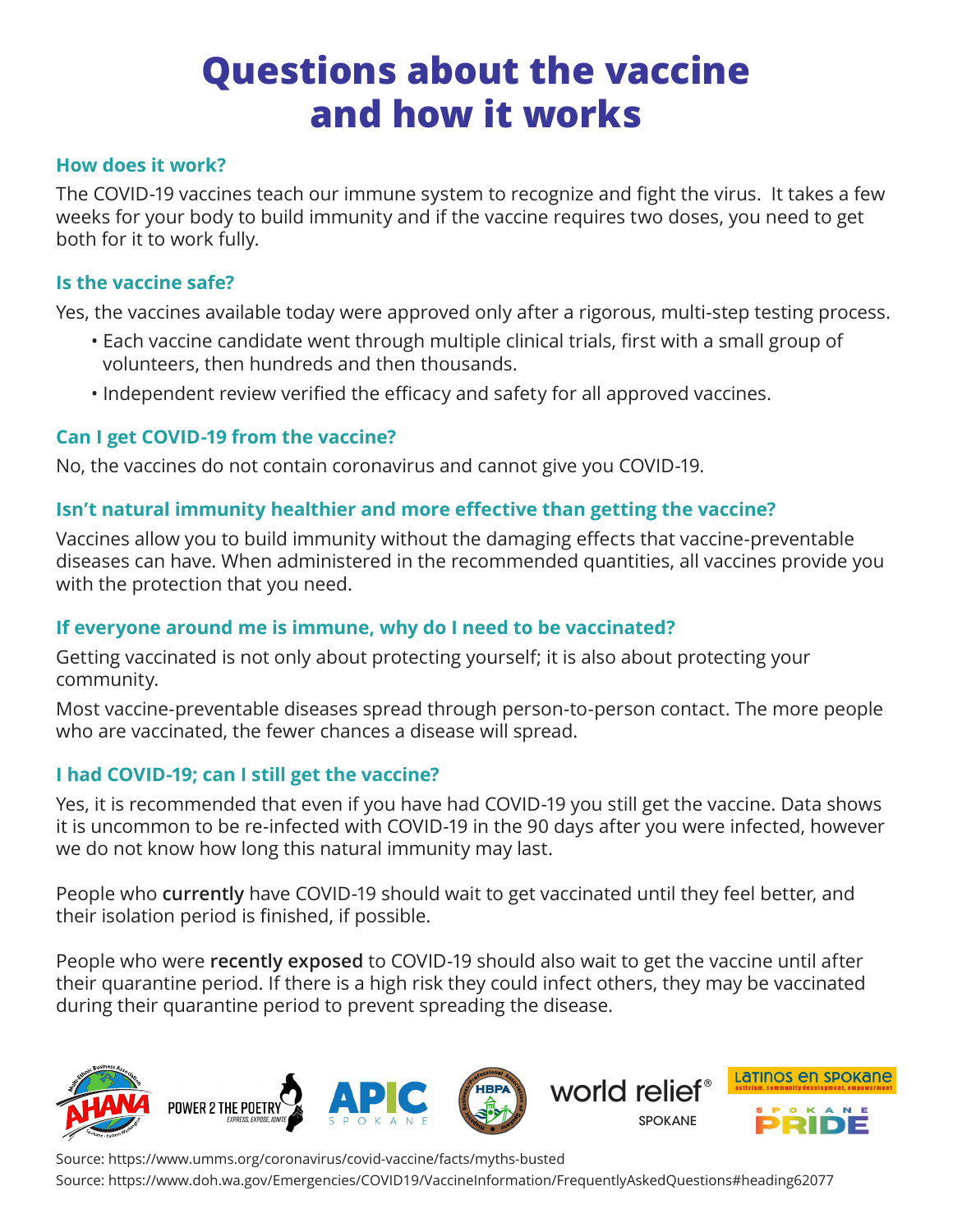# Questions about the vaccine and how it works

### How does it work?

The COVID-19 vaccines teach our immune system to recognize and fight the virus. It takes a few weeks for your body to build immunity and if the vaccine requires two doses, you need to get both for it to work fully.

### Is the vaccine safe?

Yes, the vaccines available today were approved only after a rigorous, multi-step testing process.

- Each vaccine candidate went through multiple clinical trials, first with a small group of volunteers, then hundreds and then thousands.
- Independent review verified the efficacy and safety for all approved vaccines.

### Can I get COVID-19 from the vaccine?

No, the vaccines do not contain coronavirus and cannot give you COVID-19.

### Isn't natural immunity healthier and more effective than getting the vaccine?

Vaccines allow you to build immunity without the damaging effects that vaccine-preventable diseases can have. When administered in the recommended quantities, all vaccines provide you with the protection that you need.

### If everyone around me is immune, why do I need to be vaccinated?

Getting vaccinated is not only about protecting yourself; it is also about protecting your community.

Most vaccine-preventable diseases spread through person-to-person contact. The more people who are vaccinated, the fewer chances a disease will spread.

### I had COVID-19; can I still get the vaccine?

Yes, it is recommended that even if you have had COVID-19 you still get the vaccine. Data shows it is uncommon to be re-infected with COVID-19 in the 90 days after you were infected, however we do not know how long this natural immunity may last.

People who **currently** have COVID-19 should wait to get vaccinated until they feel better, and their isolation period is finished, if possible.

People who were **recently exposed** to COVID-19 should also wait to get the vaccine until after their quarantine period. If there is a high risk they could infect others, they may be vaccinated during their quarantine period to prevent spreading the disease.

Source: https://www.umms.org/coronavirus/covid-vaccine/facts/myths-busted

Source: https://www.doh.wa.gov/Emergencies/COVID19/VaccineInformation/FrequentlyAskedQuestions#heading62077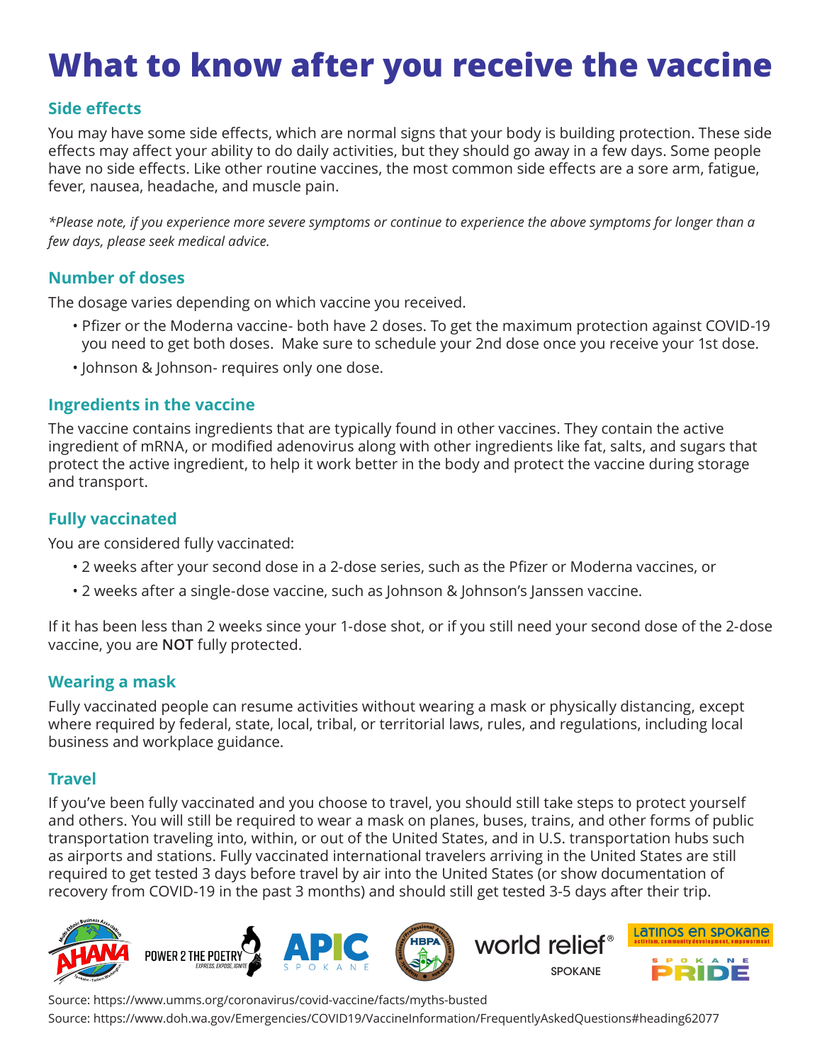# What to know after you receive the vaccine

## Side effects

You may have some side effects, which are normal signs that your body is building protection. These side effects may affect your ability to do daily activities, but they should go away in a few days. Some people have no side effects. Like other routine vaccines, the most common side effects are a sore arm, fatigue, fever, nausea, headache, and muscle pain.

*\*Please note, if you experience more severe symptoms or continue to experience the above symptoms for longer than a few days, please seek medical advice.*

## Number of doses

The dosage varies depending on which vaccine you received.

- Pfizer or the Moderna vaccine- both have 2 doses. To get the maximum protection against COVID-19 you need to get both doses. Make sure to schedule your 2nd dose once you receive your 1st dose.
- Johnson & Johnson- requires only one dose.

## Ingredients in the vaccine

The vaccine contains ingredients that are typically found in other vaccines. They contain the active ingredient of mRNA, or modified adenovirus along with other ingredients like fat, salts, and sugars that protect the active ingredient, to help it work better in the body and protect the vaccine during storage and transport.

## Fully vaccinated

You are considered fully vaccinated:

- 2 weeks after your second dose in a 2-dose series, such as the Pfizer or Moderna vaccines, or
- 2 weeks after a single-dose vaccine, such as Johnson & Johnson's Janssen vaccine.

If it has been less than 2 weeks since your 1-dose shot, or if you still need your second dose of the 2-dose vaccine, you are **NOT** fully protected.

## Wearing a mask

Fully vaccinated people can resume activities without wearing a mask or physically distancing, except where required by federal, state, local, tribal, or territorial laws, rules, and regulations, including local business and workplace guidance.

## Travel

If you've been fully vaccinated and you choose to travel, you should still take steps to protect yourself and others. You will still be required to wear a mask on planes, buses, trains, and other forms of public transportation traveling into, within, or out of the United States, and in U.S. transportation hubs such as airports and stations. Fully vaccinated international travelers arriving in the United States are still required to get tested 3 days before travel by air into the United States (or show documentation of recovery from COVID-19 in the past 3 months) and should still get tested 3-5 days after their trip.

AHANA · POWER 2 THE POETRY · APIC SPOKANE · HBPA · world relief SPOKANE · Latinos en Spokane · SPOKANE PRIDE

Source: https://www.umms.org/coronavirus/covid-vaccine/facts/myths-busted

Source: https://www.doh.wa.gov/Emergencies/COVID19/VaccineInformation/FrequentlyAskedQuestions#heading62077